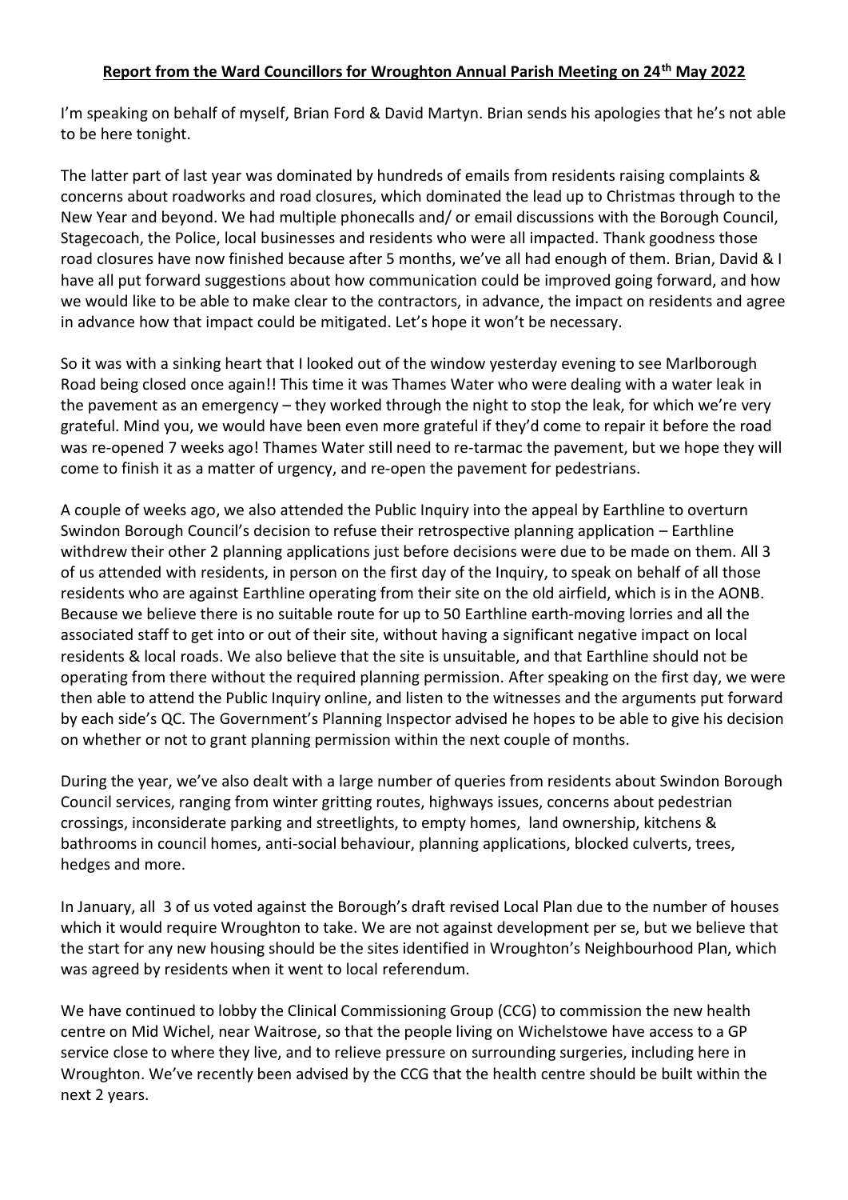# Report from the Ward Councillors for Wroughton Annual Parish Meeting on 24th May 2022

I'm speaking on behalf of myself, Brian Ford & David Martyn. Brian sends his apologies that he's not able to be here tonight.

The latter part of last year was dominated by hundreds of emails from residents raising complaints & concerns about roadworks and road closures, which dominated the lead up to Christmas through to the New Year and beyond. We had multiple phonecalls and/ or email discussions with the Borough Council, Stagecoach, the Police, local businesses and residents who were all impacted. Thank goodness those road closures have now finished because after 5 months, we've all had enough of them. Brian, David & I have all put forward suggestions about how communication could be improved going forward, and how we would like to be able to make clear to the contractors, in advance, the impact on residents and agree in advance how that impact could be mitigated. Let's hope it won't be necessary.

So it was with a sinking heart that I looked out of the window yesterday evening to see Marlborough Road being closed once again!! This time it was Thames Water who were dealing with a water leak in the pavement as an emergency – they worked through the night to stop the leak, for which we're very grateful. Mind you, we would have been even more grateful if they'd come to repair it before the road was re-opened 7 weeks ago! Thames Water still need to re-tarmac the pavement, but we hope they will come to finish it as a matter of urgency, and re-open the pavement for pedestrians.

A couple of weeks ago, we also attended the Public Inquiry into the appeal by Earthline to overturn Swindon Borough Council's decision to refuse their retrospective planning application – Earthline withdrew their other 2 planning applications just before decisions were due to be made on them. All 3 of us attended with residents, in person on the first day of the Inquiry, to speak on behalf of all those residents who are against Earthline operating from their site on the old airfield, which is in the AONB. Because we believe there is no suitable route for up to 50 Earthline earth-moving lorries and all the associated staff to get into or out of their site, without having a significant negative impact on local residents & local roads. We also believe that the site is unsuitable, and that Earthline should not be operating from there without the required planning permission. After speaking on the first day, we were then able to attend the Public Inquiry online, and listen to the witnesses and the arguments put forward by each side's QC. The Government's Planning Inspector advised he hopes to be able to give his decision on whether or not to grant planning permission within the next couple of months.

During the year, we've also dealt with a large number of queries from residents about Swindon Borough Council services, ranging from winter gritting routes, highways issues, concerns about pedestrian crossings, inconsiderate parking and streetlights, to empty homes, land ownership, kitchens & bathrooms in council homes, anti-social behaviour, planning applications, blocked culverts, trees, hedges and more.

In January, all 3 of us voted against the Borough's draft revised Local Plan due to the number of houses which it would require Wroughton to take. We are not against development per se, but we believe that the start for any new housing should be the sites identified in Wroughton's Neighbourhood Plan, which was agreed by residents when it went to local referendum.

We have continued to lobby the Clinical Commissioning Group (CCG) to commission the new health centre on Mid Wichel, near Waitrose, so that the people living on Wichelstowe have access to a GP service close to where they live, and to relieve pressure on surrounding surgeries, including here in Wroughton. We've recently been advised by the CCG that the health centre should be built within the next 2 years.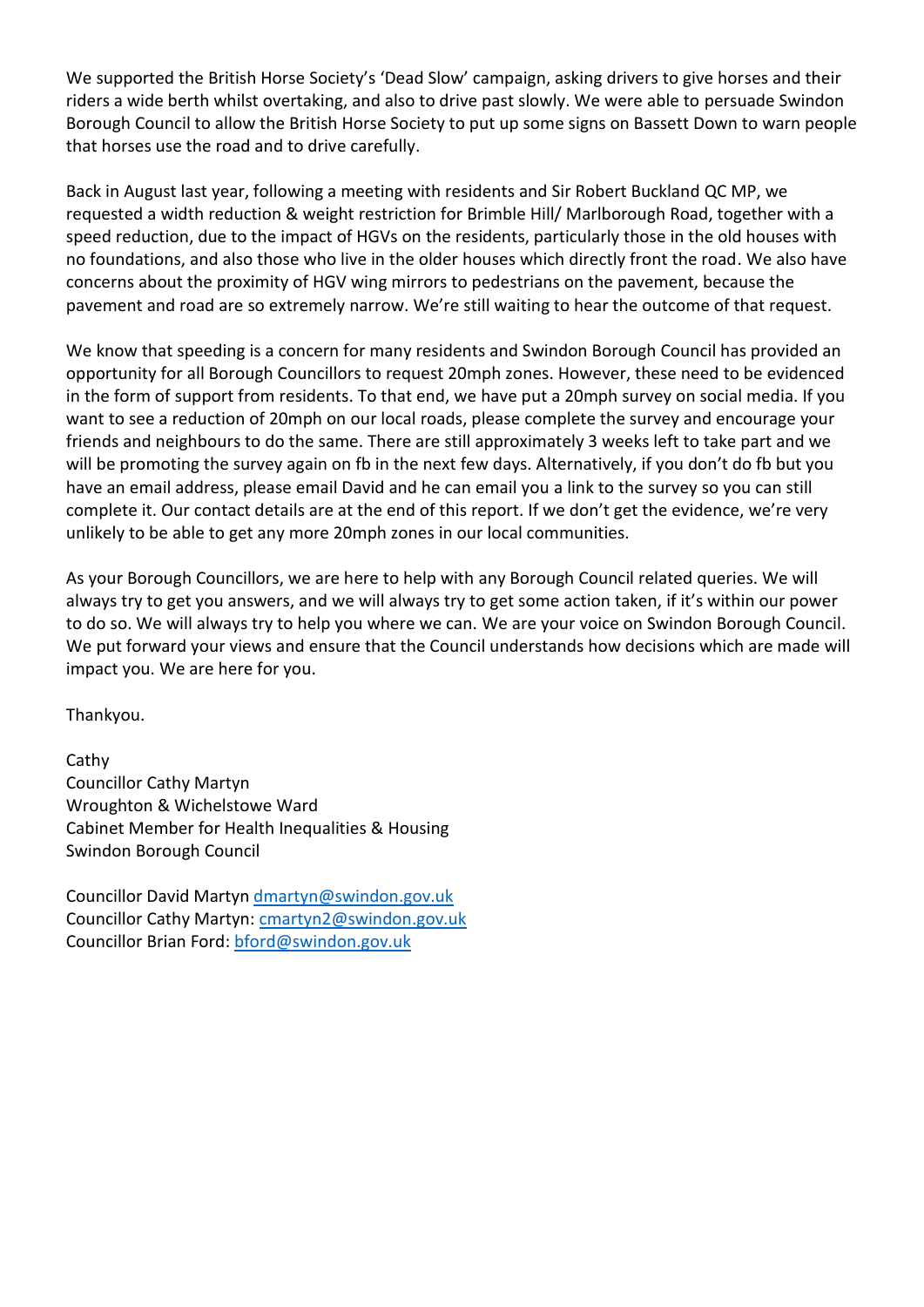We supported the British Horse Society's 'Dead Slow' campaign, asking drivers to give horses and their riders a wide berth whilst overtaking, and also to drive past slowly. We were able to persuade Swindon Borough Council to allow the British Horse Society to put up some signs on Bassett Down to warn people that horses use the road and to drive carefully.

Back in August last year, following a meeting with residents and Sir Robert Buckland QC MP, we requested a width reduction & weight restriction for Brimble Hill/ Marlborough Road, together with a speed reduction, due to the impact of HGVs on the residents, particularly those in the old houses with no foundations, and also those who live in the older houses which directly front the road. We also have concerns about the proximity of HGV wing mirrors to pedestrians on the pavement, because the pavement and road are so extremely narrow. We're still waiting to hear the outcome of that request.

We know that speeding is a concern for many residents and Swindon Borough Council has provided an opportunity for all Borough Councillors to request 20mph zones. However, these need to be evidenced in the form of support from residents. To that end, we have put a 20mph survey on social media. If you want to see a reduction of 20mph on our local roads, please complete the survey and encourage your friends and neighbours to do the same. There are still approximately 3 weeks left to take part and we will be promoting the survey again on fb in the next few days. Alternatively, if you don't do fb but you have an email address, please email David and he can email you a link to the survey so you can still complete it. Our contact details are at the end of this report. If we don't get the evidence, we're very unlikely to be able to get any more 20mph zones in our local communities.

As your Borough Councillors, we are here to help with any Borough Council related queries. We will always try to get you answers, and we will always try to get some action taken, if it's within our power to do so. We will always try to help you where we can. We are your voice on Swindon Borough Council. We put forward your views and ensure that the Council understands how decisions which are made will impact you. We are here for you.

Thankyou.

Cathy
Councillor Cathy Martyn
Wroughton & Wichelstowe Ward
Cabinet Member for Health Inequalities & Housing
Swindon Borough Council

Councillor David Martyn dmartyn@swindon.gov.uk
Councillor Cathy Martyn: cmartyn2@swindon.gov.uk
Councillor Brian Ford: bford@swindon.gov.uk